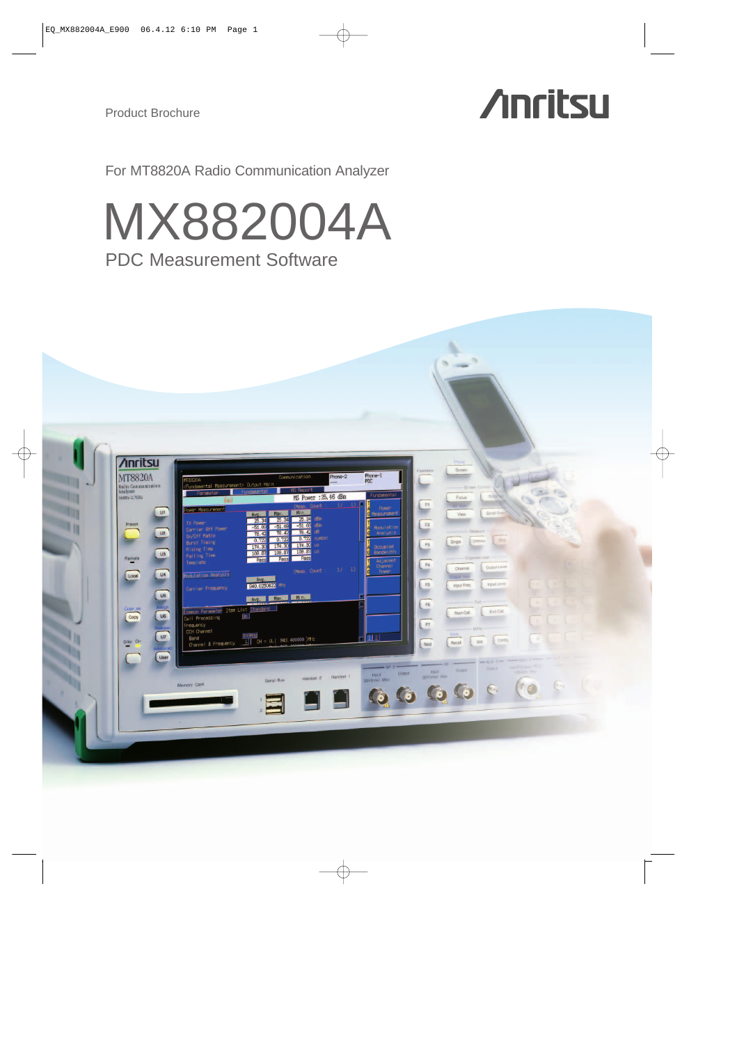Product Brochure

Anritsu

For MT8820A Radio Communication Analyzer

# MX882004A

## PDC Measurement Software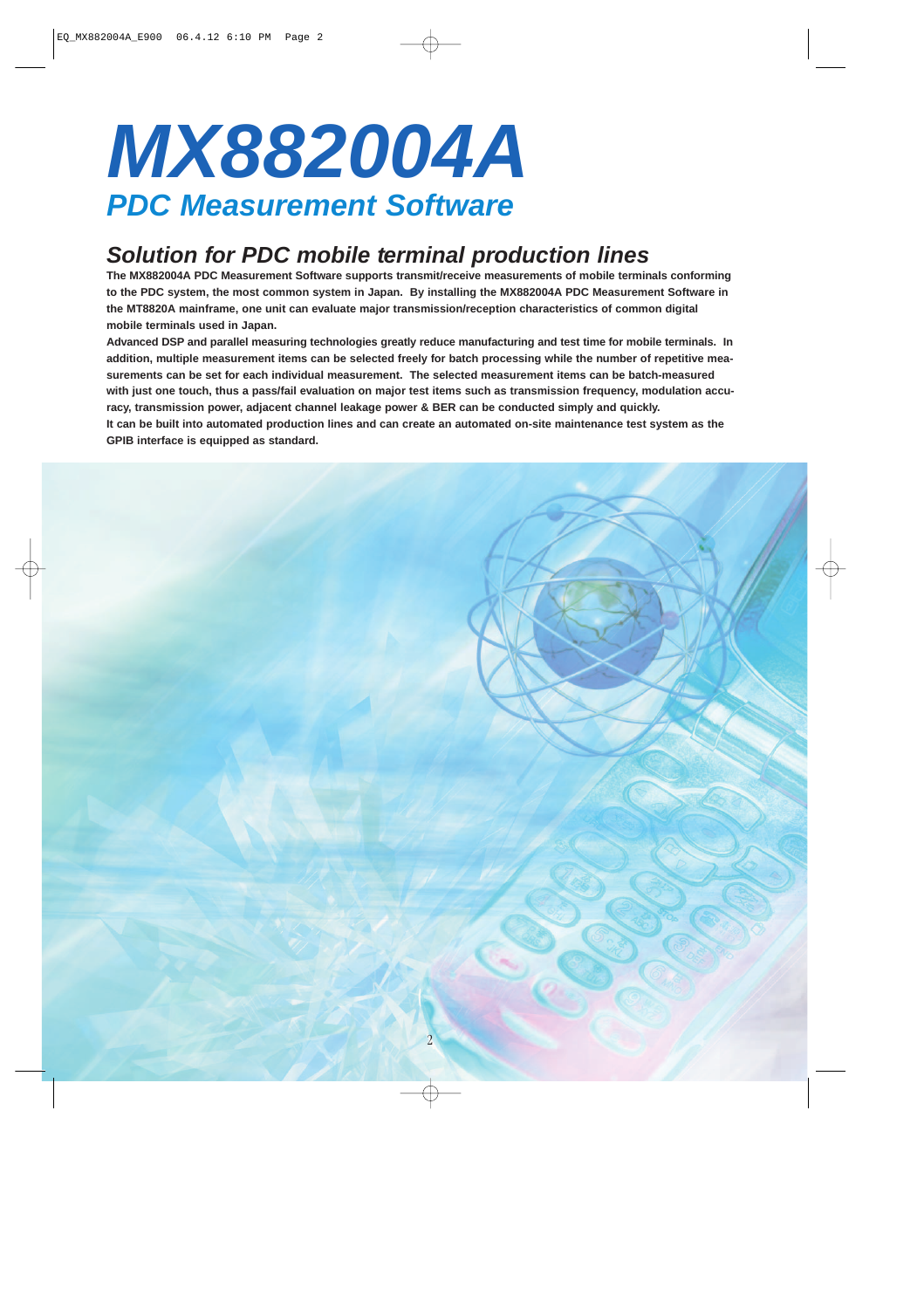# MX882004A

## PDC Measurement Software

### Solution for PDC mobile terminal production lines

**The MX882004A PDC Measurement Software supports transmit/receive measurements of mobile terminals conforming to the PDC system, the most common system in Japan. By installing the MX882004A PDC Measurement Software in the MT8820A mainframe, one unit can evaluate major transmission/reception characteristics of common digital mobile terminals used in Japan.**

**Advanced DSP and parallel measuring technologies greatly reduce manufacturing and test time for mobile terminals. In addition, multiple measurement items can be selected freely for batch processing while the number of repetitive measurements can be set for each individual measurement. The selected measurement items can be batch-measured with just one touch, thus a pass/fail evaluation on major test items such as transmission frequency, modulation accuracy, transmission power, adjacent channel leakage power & BER can be conducted simply and quickly.**

**It can be built into automated production lines and can create an automated on-site maintenance test system as the GPIB interface is equipped as standard.**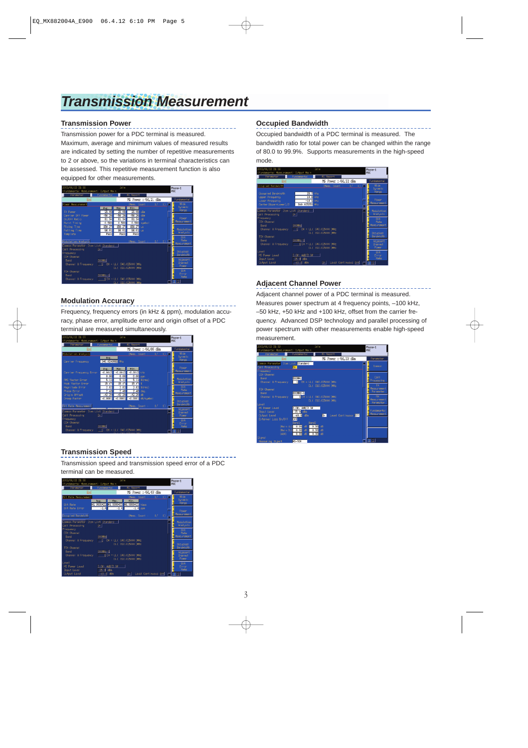# Transmission Measurement

## Transmission Power

Transmission power for a PDC terminal is measured. Maximum, average and minimum values of measured results are indicated by setting the number of repetitive measurements to 2 or above, so the variations in terminal characteristics can be assessed. This repetitive measurement function is also equipped for other measurements.

## Modulation Accuracy

Frequency, frequency errors (in kHz & ppm), modulation accuracy, phase error, amplitude error and origin offset of a PDC terminal are measured simultaneously.

## Transmission Speed

Transmission speed and transmission speed error of a PDC terminal can be measured.

## Occupied Bandwidth

Occupied bandwidth of a PDC terminal is measured. The bandwidth ratio for total power can be changed within the range of 80.0 to 99.9%. Supports measurements in the high-speed mode.

## Adjacent Channel Power

Adjacent channel power of a PDC terminal is measured. Measures power spectrum at 4 frequency points, –100 kHz, –50 kHz, +50 kHz and +100 kHz, offset from the carrier frequency. Advanced DSP technology and parallel processing of power spectrum with other measurements enable high-speed measurement.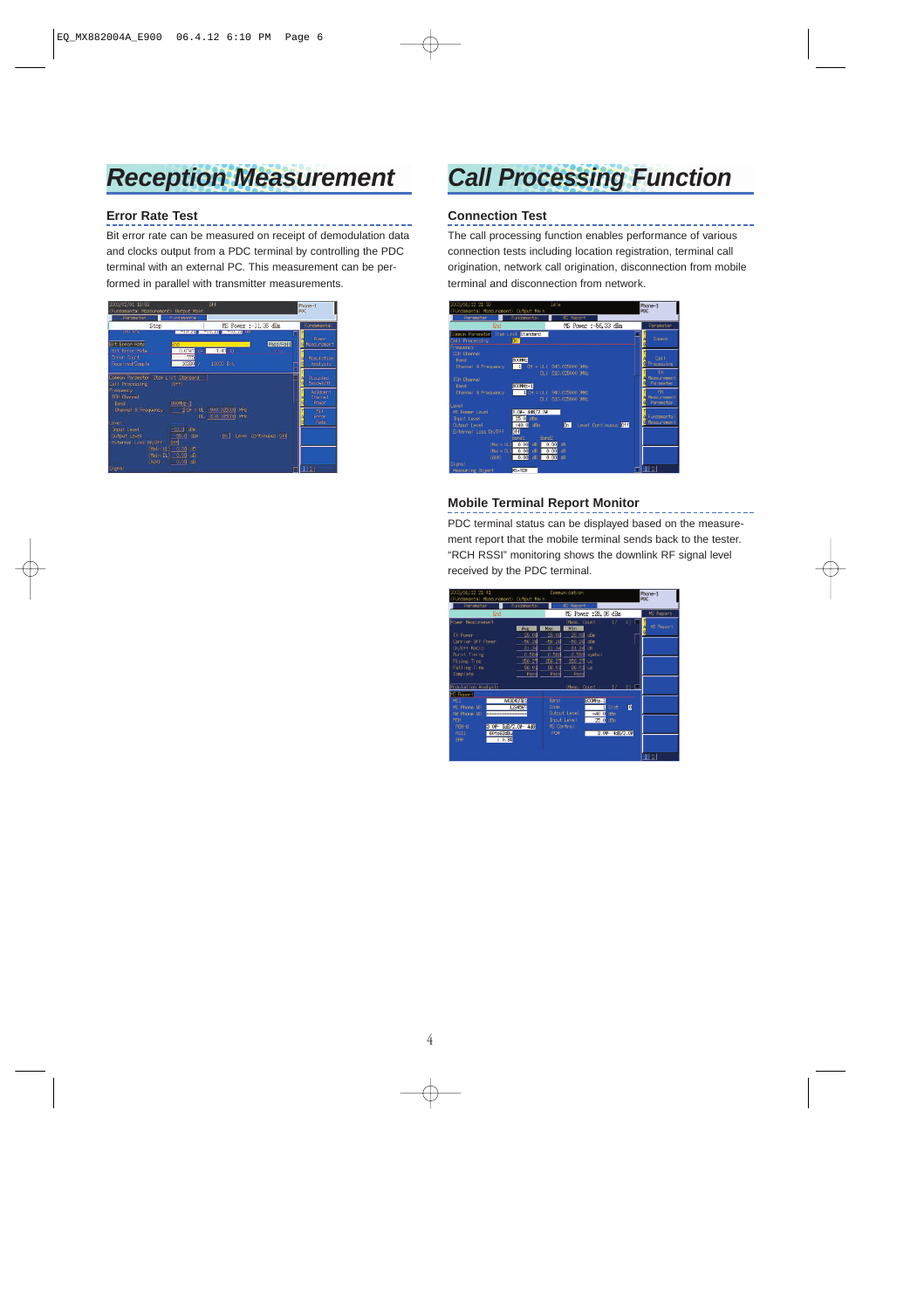# Reception Measurement

## Error Rate Test

Bit error rate can be measured on receipt of demodulation data and clocks output from a PDC terminal by controlling the PDC terminal with an external PC. This measurement can be performed in parallel with transmitter measurements.

# Call Processing Function

## Connection Test

The call processing function enables performance of various connection tests including location registration, terminal call origination, network call origination, disconnection from mobile terminal and disconnection from network.

## Mobile Terminal Report Monitor

PDC terminal status can be displayed based on the measurement report that the mobile terminal sends back to the tester. "RCH RSSI" monitoring shows the downlink RF signal level received by the PDC terminal.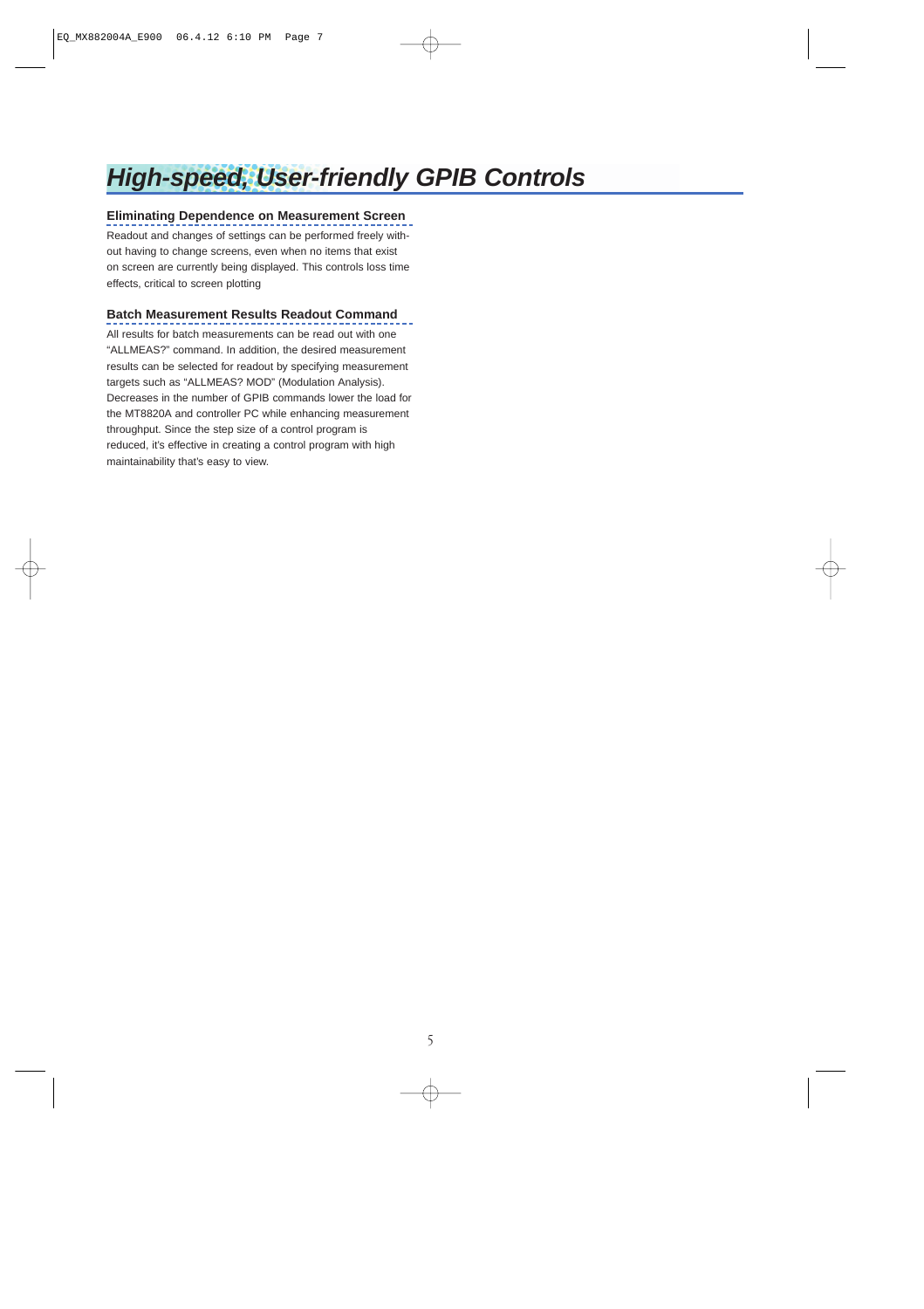# High-speed, User-friendly GPIB Controls

### Eliminating Dependence on Measurement Screen

Readout and changes of settings can be performed freely without having to change screens, even when no items that exist on screen are currently being displayed. This controls loss time effects, critical to screen plotting

### Batch Measurement Results Readout Command

All results for batch measurements can be read out with one "ALLMEAS?" command. In addition, the desired measurement results can be selected for readout by specifying measurement targets such as "ALLMEAS? MOD" (Modulation Analysis). Decreases in the number of GPIB commands lower the load for the MT8820A and controller PC while enhancing measurement throughput. Since the step size of a control program is reduced, it's effective in creating a control program with high maintainability that's easy to view.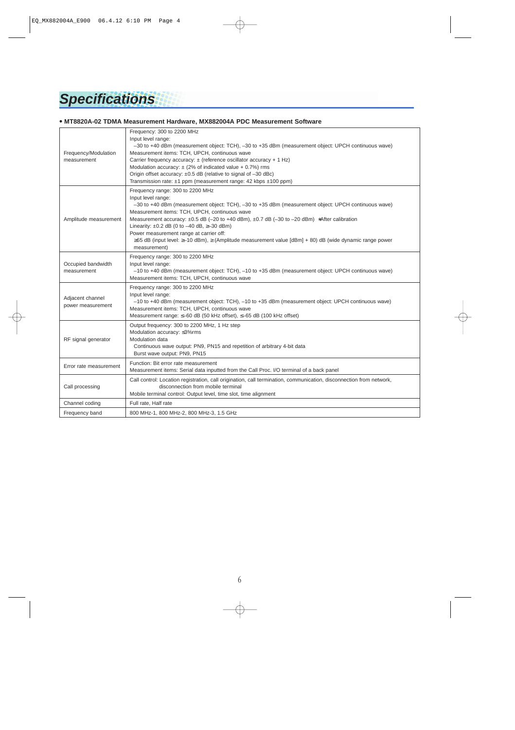# Specifications

**• MT8820A-02 TDMA Measurement Hardware, MX882004A PDC Measurement Software**

| | |
|---|---|
| Frequency/Modulation measurement | Frequency: 300 to 2200 MHz<br>Input level range:<br>–30 to +40 dBm (measurement object: TCH), –30 to +35 dBm (measurement object: UPCH continuous wave)<br>Measurement items: TCH, UPCH, continuous wave<br>Carrier frequency accuracy: ± (reference oscillator accuracy + 1 Hz)<br>Modulation accuracy: ± (2% of indicated value + 0.7%) rms<br>Origin offset accuracy: ±0.5 dB (relative to signal of –30 dBc)<br>Transmission rate: ±1 ppm (measurement range: 42 kbps ±100 ppm) |
| Amplitude measurement | Frequency range: 300 to 2200 MHz<br>Input level range:<br>–30 to +40 dBm (measurement object: TCH), –30 to +35 dBm (measurement object: UPCH continuous wave)<br>Measurement items: TCH, UPCH, continuous wave<br>Measurement accuracy: ±0.5 dB (–20 to +40 dBm), ±0.7 dB (–30 to –20 dBm) *After calibration<br>Linearity: ±0.2 dB (0 to –40 dB, ≥–30 dBm)<br>Power measurement range at carrier off:<br>≥65 dB (input level: ≥–10 dBm), ≥ (Amplitude measurement value [dBm] + 80) dB (wide dynamic range power measurement) |
| Occupied bandwidth measurement | Frequency range: 300 to 2200 MHz<br>Input level range:<br>–10 to +40 dBm (measurement object: TCH), –10 to +35 dBm (measurement object: UPCH continuous wave)<br>Measurement items: TCH, UPCH, continuous wave |
| Adjacent channel power measurement | Frequency range: 300 to 2200 MHz<br>Input level range:<br>–10 to +40 dBm (measurement object: TCH), –10 to +35 dBm (measurement object: UPCH continuous wave)<br>Measurement items: TCH, UPCH, continuous wave<br>Measurement range: ≤–60 dB (50 kHz offset), ≤–65 dB (100 kHz offset) |
| RF signal generator | Output frequency: 300 to 2200 MHz, 1 Hz step<br>Modulation accuracy: ≤3%rms<br>Modulation data<br>Continuous wave output: PN9, PN15 and repetition of arbitrary 4-bit data<br>Burst wave output: PN9, PN15 |
| Error rate measurement | Function: Bit error rate measurement<br>Measurement items: Serial data inputted from the Call Proc. I/O terminal of a back panel |
| Call processing | Call control: Location registration, call origination, call termination, communication, disconnection from network, disconnection from mobile terminal<br>Mobile terminal control: Output level, time slot, time alignment |
| Channel coding | Full rate, Half rate |
| Frequency band | 800 MHz-1, 800 MHz-2, 800 MHz-3, 1.5 GHz |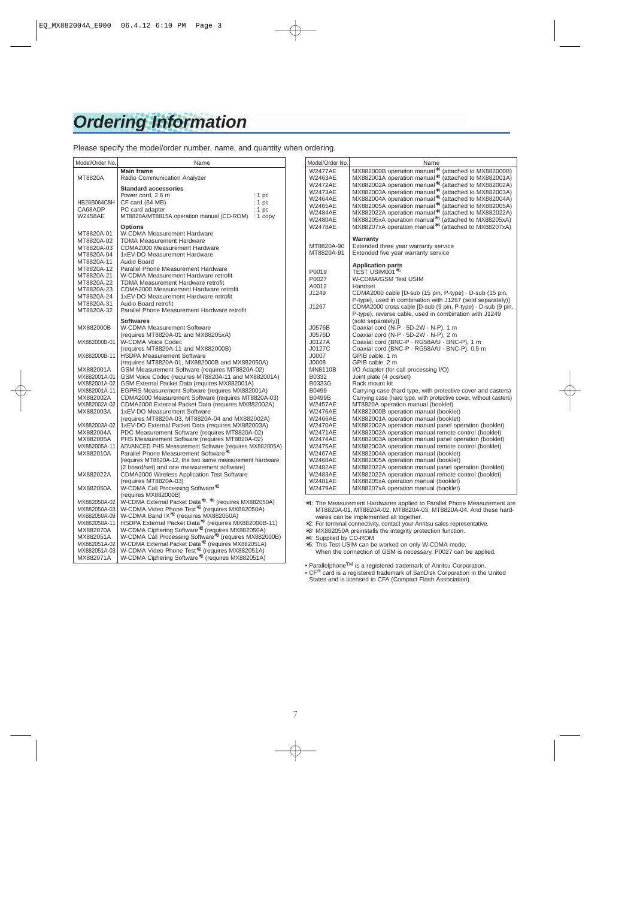# Ordering Information

Please specify the model/order number, name, and quantity when ordering.

| Model/Order No. | Name |
|---|---|
| | **Main frame** |
| MT8820A | Radio Communication Analyzer |
| | **Standard accessories** |
| | Power cord, 2.6 m : 1 pc |
| HB28B064C8H | CF card (64 MB) : 1 pc |
| CA68ADP | PC card adapter : 1 pc |
| W2458AE | MT8820A/MT8815A operation manual (CD-ROM) : 1 copy |
| | **Options** |
| MT8820A-01 | W-CDMA Measurement Hardware |
| MT8820A-02 | TDMA Measurement Hardware |
| MT8820A-03 | CDMA2000 Measurement Hardware |
| MT8820A-04 | 1xEV-DO Measurement Hardware |
| MT8820A-11 | Audio Board |
| MT8820A-12 | Parallel Phone Measurement Hardware |
| MT8820A-21 | W-CDMA Measurement Hardware retrofit |
| MT8820A-22 | TDMA Measurement Hardware retrofit |
| MT8820A-23 | CDMA2000 Measurement Hardware retrofit |
| MT8820A-24 | 1xEV-DO Measurement Hardware retrofit |
| MT8820A-31 | Audio Board retrofit |
| MT8820A-32 | Parallel Phone Measurement Hardware retrofit |
| | **Softwares** |
| MX882000B | W-CDMA Measurement Software (requires MT8820A-01 and MX88205xA) |
| MX882000B-01 | W-CDMA Voice Codec (requires MT8820A-11 and MX882000B) |
| MX882000B-11 | HSDPA Measurement Software (requires MT8820A-01, MX882000B and MX882050A) |
| MX882001A | GSM Measurement Software (requires MT8820A-02) |
| MX882001A-01 | GSM Voice Codec (requires MT8820A-11 and MX882001A) |
| MX882001A-02 | GSM External Packet Data (requires MX882001A) |
| MX882001A-11 | EGPRS Measurement Software (requires MX882001A) |
| MX882002A | CDMA2000 Measurement Software (requires MT8820A-03) |
| MX882002A-02 | CDMA2000 External Packet Data (requires MX882002A) |
| MX882003A | 1xEV-DO Measurement Software (requires MT8820A-03, MT8820A-04 and MX882002A) |
| MX882003A-02 | 1xEV-DO External Packet Data (requires MX882003A) |
| MX882004A | PDC Measurement Software (requires MT8820A-02) |
| MX882005A | PHS Measurement Software (requires MT8820A-02) |
| MX882005A-11 | ADVANCED PHS Measurement Software (requires MX882005A) |
| MX882010A | Parallel Phone Measurement Software*1 [requires MT8820A-12, the two same measurement hardware (2 board/set) and one measurement software] |
| MX882022A | CDMA2000 Wireless Application Test Software (requires MT8820A-03) |
| MX882050A | W-CDMA Call Processing Software*2 (requires MX882000B) |
| MX882050A-02 | W-CDMA External Packet Data*2, *3 (requires MX882050A) |
| MX882050A-03 | W-CDMA Video Phone Test*2 (requires MX882050A) |
| MX882050A-09 | W-CDMA Band IX*2 (requires MX882050A) |
| MX882050A-11 | HSDPA External Packet Data*2 (requires MX882000B-11) |
| MX882070A | W-CDMA Ciphering Software*2 (requires MX882050A) |
| MX882051A | W-CDMA Call Processing Software*2 (requires MX882000B) |
| MX882051A-02 | W-CDMA External Packet Data*2 (requires MX882051A) |
| MX882051A-03 | W-CDMA Video Phone Test*2 (requires MX882051A) |
| MX882071A | W-CDMA Ciphering Software*2 (requires MX882051A) |
| W2477AE | MX882000B operation manual*4 (attached to MX882000B) |
| W2463AE | MX882001A operation manual*4 (attached to MX882001A) |
| W2472AE | MX882002A operation manual*4 (attached to MX882002A) |
| W2473AE | MX882003A operation manual*4 (attached to MX882003A) |
| W2464AE | MX882004A operation manual*4 (attached to MX882004A) |
| W2465AE | MX882005A operation manual*4 (attached to MX882005A) |
| W2484AE | MX882022A operation manual*4 (attached to MX882022A) |
| W2480AE | MX88205xA operation manual*4 (attached to MX88205xA) |
| W2478AE | MX88207xA operation manual*4 (attached to MX88207xA) |
| | **Warranty** |
| MT8820A-90 | Extended three year warranty service |
| MT8820A-91 | Extended five year warranty service |
| | **Application parts** |
| P0019 | TEST USIM001*5 |
| P0027 | W-CDMA/GSM Test USIM |
| A0012 | Handset |
| J1249 | CDMA2000 cable [D-sub (15 pin, P-type) · D-sub (15 pin, P-type), used in combination with J1267 (sold separately)] |
| J1267 | CDMA2000 cross cable [D-sub (9 pin, P-type) · D-sub (9 pin, P-type), reverse cable, used in combination with J1249 (sold separately)] |
| J0576B | Coaxial cord (N-P · 5D-2W · N-P), 1 m |
| J0576D | Coaxial cord (N-P · 5D-2W · N-P), 2 m |
| J0127A | Coaxial cord (BNC-P · RG58A/U · BNC-P), 1 m |
| J0127C | Coaxial cord (BNC-P · RG58A/U · BNC-P), 0.5 m |
| J0007 | GPIB cable, 1 m |
| J0008 | GPIB cable, 2 m |
| MN8110B | I/O Adapter (for call processing I/O) |
| B0332 | Joint plate (4 pcs/set) |
| B0333G | Rack mount kit |
| B0499 | Carrying case (hard type, with protective cover and casters) |
| B0499B | Carrying case (hard type, with protective cover, without casters) |
| W2457AE | MT8820A operation manual (booklet) |
| W2476AE | MX882000B operation manual (booklet) |
| W2466AE | MX882001A operation manual (booklet) |
| W2470AE | MX882002A operation manual panel operation (booklet) |
| W2471AE | MX882002A operation manual remote control (booklet) |
| W2474AE | MX882003A operation manual panel operation (booklet) |
| W2475AE | MX882003A operation manual remote control (booklet) |
| W2467AE | MX882004A operation manual (booklet) |
| W2468AE | MX882005A operation manual (booklet) |
| W2482AE | MX882022A operation manual panel operation (booklet) |
| W2483AE | MX882022A operation manual remote control (booklet) |
| W2481AE | MX88205xA operation manual (booklet) |
| W2479AE | MX88207xA operation manual (booklet) |

*1: The Measurement Hardwares applied to Parallel Phone Measurement are MT8820A-01, MT8820A-02, MT8820A-03, MT8820A-04. And these hardwares can be implemented all together.
*2: For terminal connectivity, contact your Anritsu sales representative.
*3: MX882050A preinstalls the integrity protection function.
*4: Supplied by CD-ROM
*5: This Test USIM can be worked on only W-CDMA mode. When the connection of GSM is necessary, P0027 can be applied.

- Parallelphone™ is a registered trademark of Anritsu Corporation.
- CF® card is a registered trademark of SanDisk Corporation in the United States and is licensed to CFA (Compact Flash Association).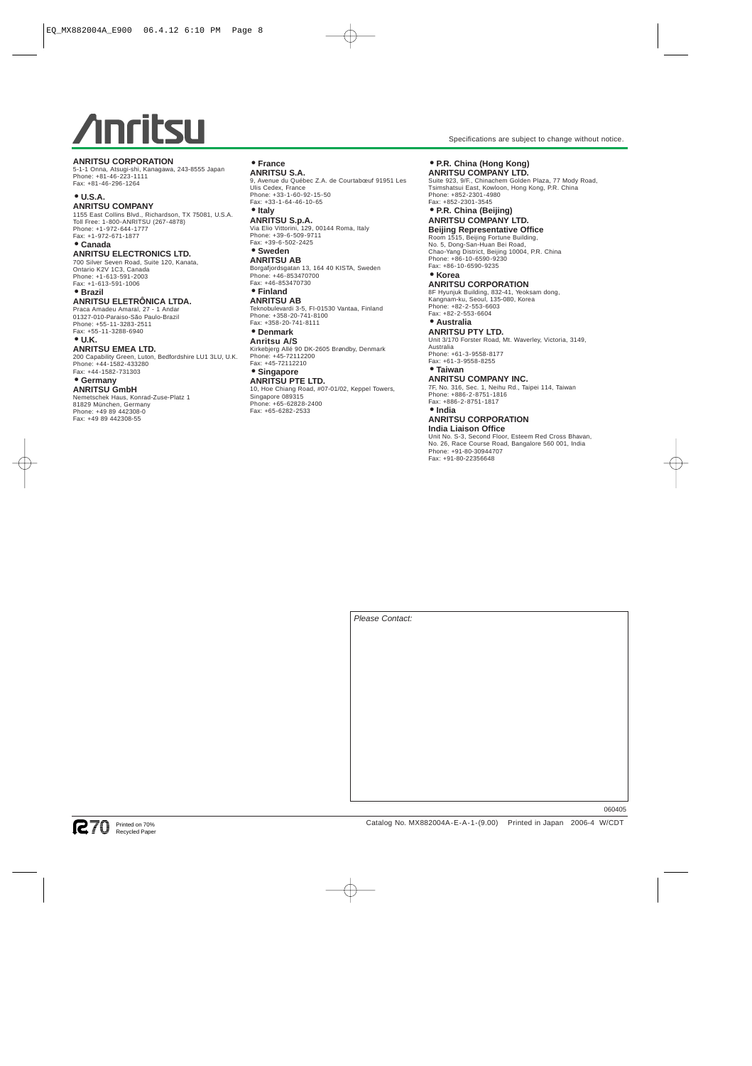Anritsu

Specifications are subject to change without notice.

**ANRITSU CORPORATION**
5-1-1 Onna, Atsugi-shi, Kanagawa, 243-8555 Japan
Phone: +81-46-223-1111
Fax: +81-46-296-1264

**• U.S.A.**
**ANRITSU COMPANY**
1155 East Collins Blvd., Richardson, TX 75081, U.S.A.
Toll Free: 1-800-ANRITSU (267-4878)
Phone: +1-972-644-1777
Fax: +1-972-671-1877

**• Canada**
**ANRITSU ELECTRONICS LTD.**
700 Silver Seven Road, Suite 120, Kanata,
Ontario K2V 1C3, Canada
Phone: +1-613-591-2003
Fax: +1-613-591-1006

**• Brazil**
**ANRITSU ELETRÔNICA LTDA.**
Praca Amadeu Amaral, 27 - 1 Andar
01327-010-Paraiso-São Paulo-Brazil
Phone: +55-11-3283-2511
Fax: +55-11-3288-6940

**• U.K.**
**ANRITSU EMEA LTD.**
200 Capability Green, Luton, Bedfordshire LU1 3LU, U.K.
Phone: +44-1582-433280
Fax: +44-1582-731303

**• Germany**
**ANRITSU GmbH**
Nemetschek Haus, Konrad-Zuse-Platz 1
81829 München, Germany
Phone: +49 89 442308-0
Fax: +49 89 442308-55

**• France**
**ANRITSU S.A.**
9, Avenue du Québec Z.A. de Courtabœuf 91951 Les Ulis Cedex, France
Phone: +33-1-60-92-15-50
Fax: +33-1-64-46-10-65

**• Italy**
**ANRITSU S.p.A.**
Via Elio Vittorini, 129, 00144 Roma, Italy
Phone: +39-6-509-9711
Fax: +39-6-502-2425

**• Sweden**
**ANRITSU AB**
Borgafjordsgatan 13, 164 40 KISTA, Sweden
Phone: +46-853470700
Fax: +46-853470730

**• Finland**
**ANRITSU AB**
Teknobulevardi 3-5, FI-01530 Vantaa, Finland
Phone: +358-20-741-8100
Fax: +358-20-741-8111

**• Denmark**
**Anritsu A/S**
Kirkebjerg Allé 90 DK-2605 Brøndby, Denmark
Phone: +45-72112200
Fax: +45-72112210

**• Singapore**
**ANRITSU PTE LTD.**
10, Hoe Chiang Road, #07-01/02, Keppel Towers,
Singapore 089315
Phone: +65-62828-2400
Fax: +65-6282-2533

**• P.R. China (Hong Kong)**
**ANRITSU COMPANY LTD.**
Suite 923, 9/F., Chinachem Golden Plaza, 77 Mody Road,
Tsimshatsui East, Kowloon, Hong Kong, P.R. China
Phone: +852-2301-4980
Fax: +852-2301-3545

**• P.R. China (Beijing)**
**ANRITSU COMPANY LTD.**
**Beijing Representative Office**
Room 1515, Beijing Fortune Building,
No. 5, Dong-San-Huan Bei Road,
Chao-Yang District, Beijing 10004, P.R. China
Phone: +86-10-6590-9230
Fax: +86-10-6590-9235

**• Korea**
**ANRITSU CORPORATION**
8F Hyunjuk Building, 832-41, Yeoksam dong,
Kangnam-ku, Seoul, 135-080, Korea
Phone: +82-2-553-6603
Fax: +82-2-553-6604

**• Australia**
**ANRITSU PTY LTD.**
Unit 3/170 Forster Road, Mt. Waverley, Victoria, 3149,
Australia
Phone: +61-3-9558-8177
Fax: +61-3-9558-8255

**• Taiwan**
**ANRITSU COMPANY INC.**
7F, No. 316, Sec. 1, Neihu Rd., Taipei 114, Taiwan
Phone: +886-2-8751-1816
Fax: +886-2-8751-1817

**• India**
**ANRITSU CORPORATION**
**India Liaison Office**
Unit No. S-3, Second Floor, Esteem Red Cross Bhavan,
No. 26, Race Course Road, Bangalore 560 001, India
Phone: +91-80-30944707
Fax: +91-80-22356648

*Please Contact:*

060405

Printed on 70% Recycled Paper

Catalog No. MX882004A-E-A-1-(9.00) Printed in Japan 2006-4 W/CDT